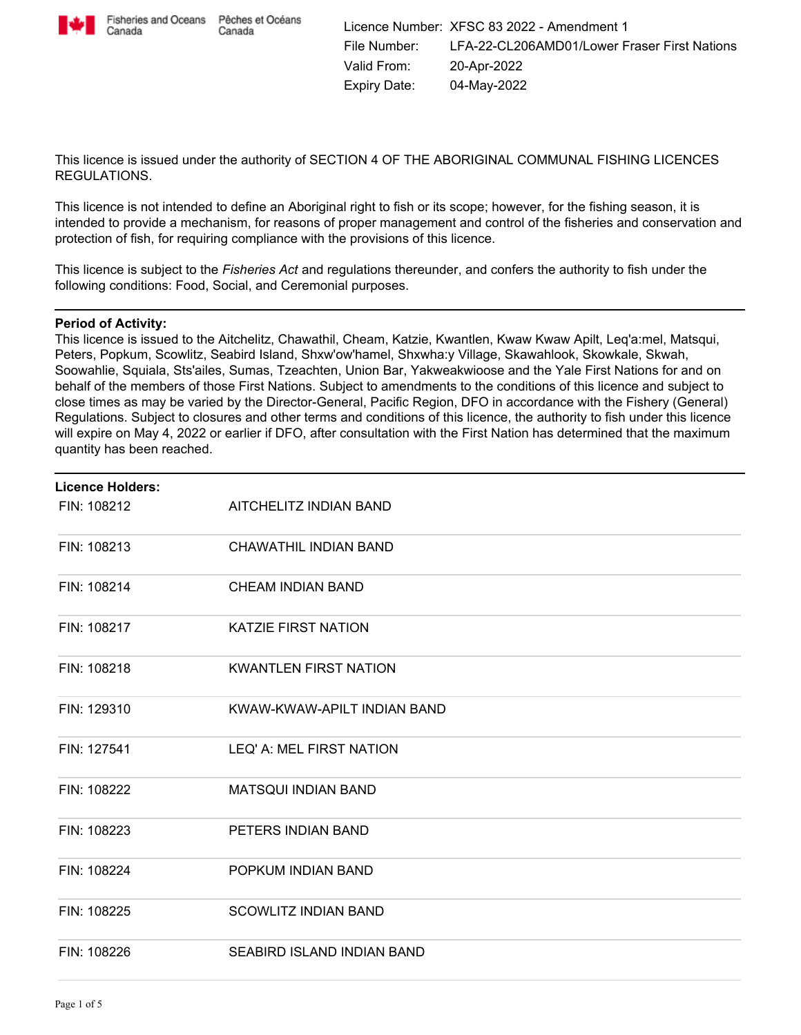Fisheries and Oceans Canada / Pêches et Océans Canada

| | |
|---|---|
| Licence Number: | XFSC 83 2022 - Amendment 1 |
| File Number: | LFA-22-CL206AMD01/Lower Fraser First Nations |
| Valid From: | 20-Apr-2022 |
| Expiry Date: | 04-May-2022 |

This licence is issued under the authority of SECTION 4 OF THE ABORIGINAL COMMUNAL FISHING LICENCES REGULATIONS.

This licence is not intended to define an Aboriginal right to fish or its scope; however, for the fishing season, it is intended to provide a mechanism, for reasons of proper management and control of the fisheries and conservation and protection of fish, for requiring compliance with the provisions of this licence.

This licence is subject to the *Fisheries Act* and regulations thereunder, and confers the authority to fish under the following conditions: Food, Social, and Ceremonial purposes.

**Period of Activity:**
This licence is issued to the Aitchelitz, Chawathil, Cheam, Katzie, Kwantlen, Kwaw Kwaw Apilt, Leq'a:mel, Matsqui, Peters, Popkum, Scowlitz, Seabird Island, Shxw'ow'hamel, Shxwha:y Village, Skawahlook, Skowkale, Skwah, Soowahlie, Squiala, Sts'ailes, Sumas, Tzeachten, Union Bar, Yakweakwioose and the Yale First Nations for and on behalf of the members of those First Nations. Subject to amendments to the conditions of this licence and subject to close times as may be varied by the Director-General, Pacific Region, DFO in accordance with the Fishery (General) Regulations. Subject to closures and other terms and conditions of this licence, the authority to fish under this licence will expire on May 4, 2022 or earlier if DFO, after consultation with the First Nation has determined that the maximum quantity has been reached.

**Licence Holders:**

| | |
|---|---|
| FIN: 108212 | AITCHELITZ INDIAN BAND |
| FIN: 108213 | CHAWATHIL INDIAN BAND |
| FIN: 108214 | CHEAM INDIAN BAND |
| FIN: 108217 | KATZIE FIRST NATION |
| FIN: 108218 | KWANTLEN FIRST NATION |
| FIN: 129310 | KWAW-KWAW-APILT INDIAN BAND |
| FIN: 127541 | LEQ' A: MEL FIRST NATION |
| FIN: 108222 | MATSQUI INDIAN BAND |
| FIN: 108223 | PETERS INDIAN BAND |
| FIN: 108224 | POPKUM INDIAN BAND |
| FIN: 108225 | SCOWLITZ INDIAN BAND |
| FIN: 108226 | SEABIRD ISLAND INDIAN BAND |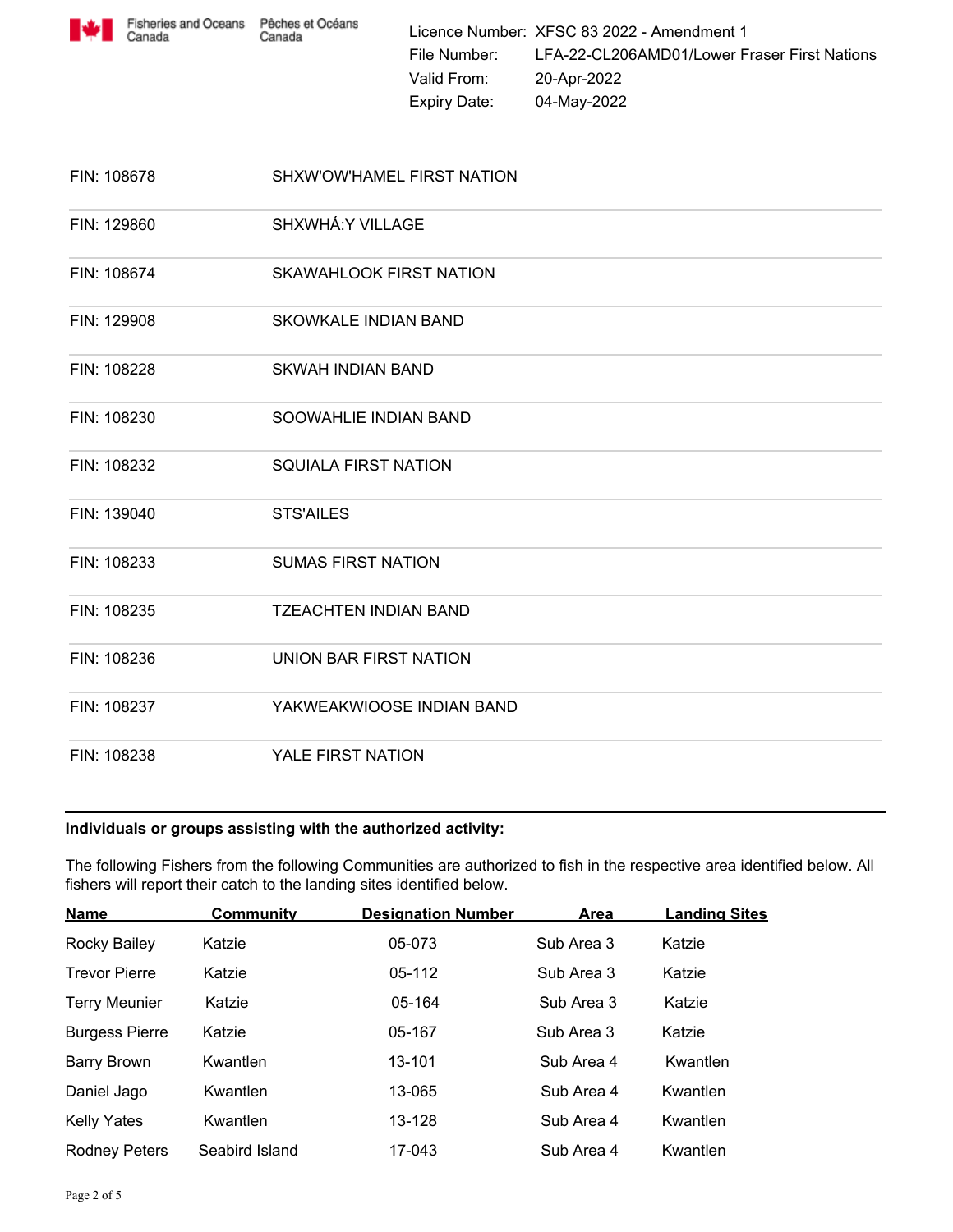Licence Number: XFSC 83 2022 - Amendment 1
File Number: LFA-22-CL206AMD01/Lower Fraser First Nations
Valid From: 20-Apr-2022
Expiry Date: 04-May-2022

| | |
|---|---|
| FIN: 108678 | SHXW'OW'HAMEL FIRST NATION |
| FIN: 129860 | SHXWHÁ:Y VILLAGE |
| FIN: 108674 | SKAWAHLOOK FIRST NATION |
| FIN: 129908 | SKOWKALE INDIAN BAND |
| FIN: 108228 | SKWAH INDIAN BAND |
| FIN: 108230 | SOOWAHLIE INDIAN BAND |
| FIN: 108232 | SQUIALA FIRST NATION |
| FIN: 139040 | STS'AILES |
| FIN: 108233 | SUMAS FIRST NATION |
| FIN: 108235 | TZEACHTEN INDIAN BAND |
| FIN: 108236 | UNION BAR FIRST NATION |
| FIN: 108237 | YAKWEAKWIOOSE INDIAN BAND |
| FIN: 108238 | YALE FIRST NATION |

**Individuals or groups assisting with the authorized activity:**

The following Fishers from the following Communities are authorized to fish in the respective area identified below. All fishers will report their catch to the landing sites identified below.

| Name | Community | Designation Number | Area | Landing Sites |
|---|---|---|---|---|
| Rocky Bailey | Katzie | 05-073 | Sub Area 3 | Katzie |
| Trevor Pierre | Katzie | 05-112 | Sub Area 3 | Katzie |
| Terry Meunier | Katzie | 05-164 | Sub Area 3 | Katzie |
| Burgess Pierre | Katzie | 05-167 | Sub Area 3 | Katzie |
| Barry Brown | Kwantlen | 13-101 | Sub Area 4 | Kwantlen |
| Daniel Jago | Kwantlen | 13-065 | Sub Area 4 | Kwantlen |
| Kelly Yates | Kwantlen | 13-128 | Sub Area 4 | Kwantlen |
| Rodney Peters | Seabird Island | 17-043 | Sub Area 4 | Kwantlen |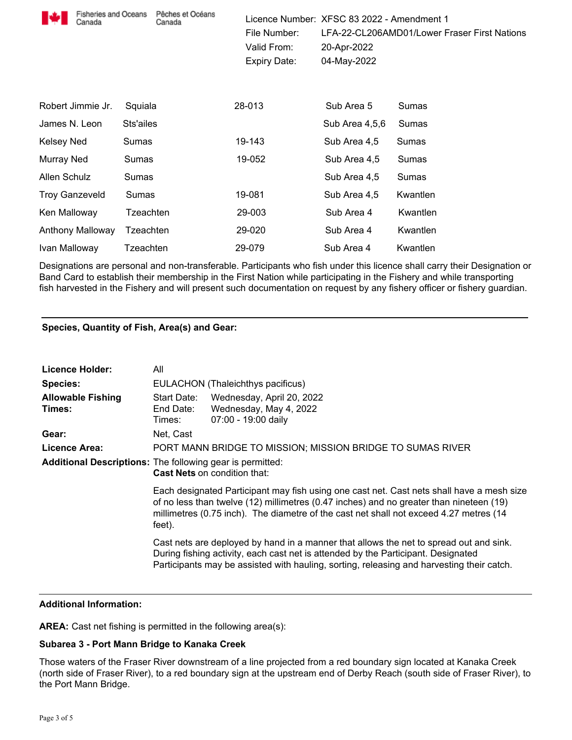Licence Number: XFSC 83 2022 - Amendment 1
File Number: LFA-22-CL206AMD01/Lower Fraser First Nations
Valid From: 20-Apr-2022
Expiry Date: 04-May-2022

| | | | | |
|---|---|---|---|---|
| Robert Jimmie Jr. | Squiala | 28-013 | Sub Area 5 | Sumas |
| James N. Leon | Sts'ailes | | Sub Area 4,5,6 | Sumas |
| Kelsey Ned | Sumas | 19-143 | Sub Area 4,5 | Sumas |
| Murray Ned | Sumas | 19-052 | Sub Area 4,5 | Sumas |
| Allen Schulz | Sumas | | Sub Area 4,5 | Sumas |
| Troy Ganzeveld | Sumas | 19-081 | Sub Area 4,5 | Kwantlen |
| Ken Malloway | Tzeachten | 29-003 | Sub Area 4 | Kwantlen |
| Anthony Malloway | Tzeachten | 29-020 | Sub Area 4 | Kwantlen |
| Ivan Malloway | Tzeachten | 29-079 | Sub Area 4 | Kwantlen |

Designations are personal and non-transferable. Participants who fish under this licence shall carry their Designation or Band Card to establish their membership in the First Nation while participating in the Fishery and while transporting fish harvested in the Fishery and will present such documentation on request by any fishery officer or fishery guardian.

---

**Species, Quantity of Fish, Area(s) and Gear:**

**Licence Holder:** All

**Species:** EULACHON (Thaleichthys pacificus)

**Allowable Fishing Times:**
Start Date: Wednesday, April 20, 2022
End Date: Wednesday, May 4, 2022
Times: 07:00 - 19:00 daily

**Gear:** Net, Cast

**Licence Area:** PORT MANN BRIDGE TO MISSION; MISSION BRIDGE TO SUMAS RIVER

**Additional Descriptions:** The following gear is permitted:
**Cast Nets** on condition that:

Each designated Participant may fish using one cast net. Cast nets shall have a mesh size of no less than twelve (12) millimetres (0.47 inches) and no greater than nineteen (19) millimetres (0.75 inch). The diametre of the cast net shall not exceed 4.27 metres (14 feet).

Cast nets are deployed by hand in a manner that allows the net to spread out and sink. During fishing activity, each cast net is attended by the Participant. Designated Participants may be assisted with hauling, sorting, releasing and harvesting their catch.

---

**Additional Information:**

**AREA:** Cast net fishing is permitted in the following area(s):

**Subarea 3 - Port Mann Bridge to Kanaka Creek**

Those waters of the Fraser River downstream of a line projected from a red boundary sign located at Kanaka Creek (north side of Fraser River), to a red boundary sign at the upstream end of Derby Reach (south side of Fraser River), to the Port Mann Bridge.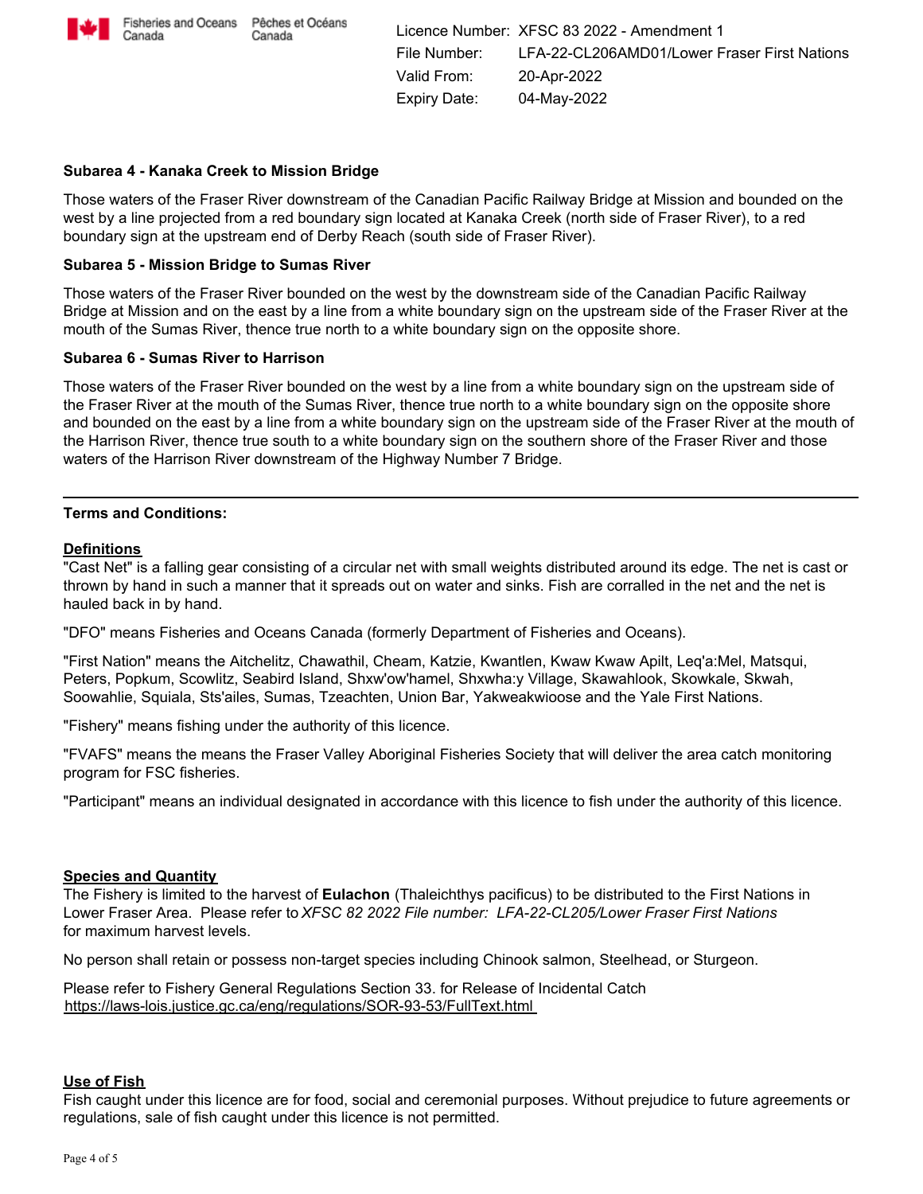Licence Number: XFSC 83 2022 - Amendment 1
File Number: LFA-22-CL206AMD01/Lower Fraser First Nations
Valid From: 20-Apr-2022
Expiry Date: 04-May-2022

**Subarea 4 - Kanaka Creek to Mission Bridge**

Those waters of the Fraser River downstream of the Canadian Pacific Railway Bridge at Mission and bounded on the west by a line projected from a red boundary sign located at Kanaka Creek (north side of Fraser River), to a red boundary sign at the upstream end of Derby Reach (south side of Fraser River).

**Subarea 5 - Mission Bridge to Sumas River**

Those waters of the Fraser River bounded on the west by the downstream side of the Canadian Pacific Railway Bridge at Mission and on the east by a line from a white boundary sign on the upstream side of the Fraser River at the mouth of the Sumas River, thence true north to a white boundary sign on the opposite shore.

**Subarea 6 - Sumas River to Harrison**

Those waters of the Fraser River bounded on the west by a line from a white boundary sign on the upstream side of the Fraser River at the mouth of the Sumas River, thence true north to a white boundary sign on the opposite shore and bounded on the east by a line from a white boundary sign on the upstream side of the Fraser River at the mouth of the Harrison River, thence true south to a white boundary sign on the southern shore of the Fraser River and those waters of the Harrison River downstream of the Highway Number 7 Bridge.

---

**Terms and Conditions:**

**Definitions**

"Cast Net" is a falling gear consisting of a circular net with small weights distributed around its edge. The net is cast or thrown by hand in such a manner that it spreads out on water and sinks. Fish are corralled in the net and the net is hauled back in by hand.

"DFO" means Fisheries and Oceans Canada (formerly Department of Fisheries and Oceans).

"First Nation" means the Aitchelitz, Chawathil, Cheam, Katzie, Kwantlen, Kwaw Kwaw Apilt, Leq'a:Mel, Matsqui, Peters, Popkum, Scowlitz, Seabird Island, Shxw'ow'hamel, Shxwha:y Village, Skawahlook, Skowkale, Skwah, Soowahlie, Squiala, Sts'ailes, Sumas, Tzeachten, Union Bar, Yakweakwioose and the Yale First Nations.

"Fishery" means fishing under the authority of this licence.

"FVAFS" means the means the Fraser Valley Aboriginal Fisheries Society that will deliver the area catch monitoring program for FSC fisheries.

"Participant" means an individual designated in accordance with this licence to fish under the authority of this licence.

**Species and Quantity**

The Fishery is limited to the harvest of **Eulachon** (Thaleichthys pacificus) to be distributed to the First Nations in Lower Fraser Area. Please refer to *XFSC 82 2022 File number: LFA-22-CL205/Lower Fraser First Nations* for maximum harvest levels.

No person shall retain or possess non-target species including Chinook salmon, Steelhead, or Sturgeon.

Please refer to Fishery General Regulations Section 33. for Release of Incidental Catch
https://laws-lois.justice.gc.ca/eng/regulations/SOR-93-53/FullText.html

**Use of Fish**

Fish caught under this licence are for food, social and ceremonial purposes. Without prejudice to future agreements or regulations, sale of fish caught under this licence is not permitted.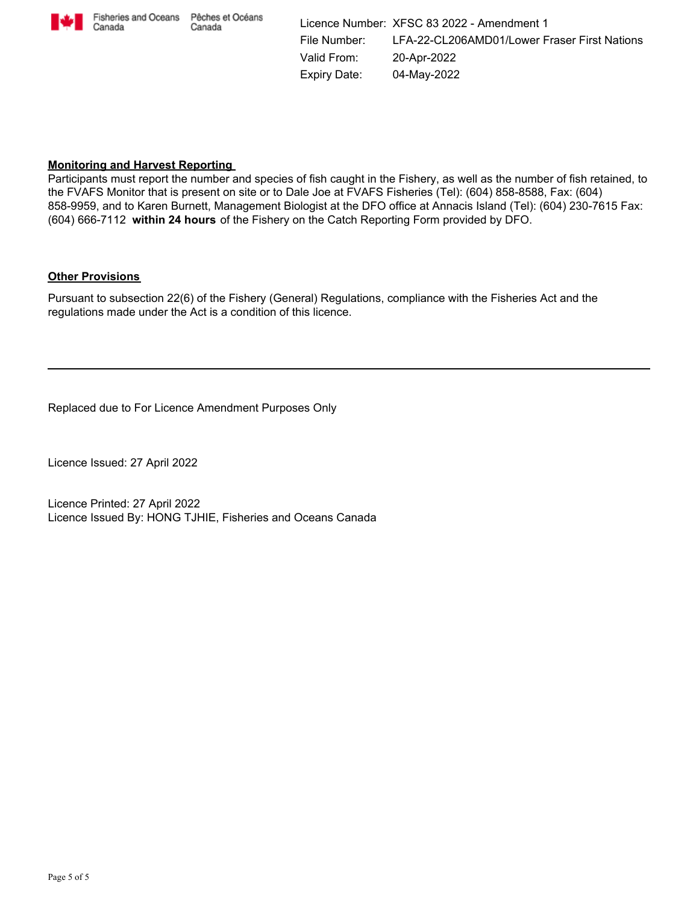Licence Number: XFSC 83 2022 - Amendment 1
File Number: LFA-22-CL206AMD01/Lower Fraser First Nations
Valid From: 20-Apr-2022
Expiry Date: 04-May-2022

**Monitoring and Harvest Reporting**

Participants must report the number and species of fish caught in the Fishery, as well as the number of fish retained, to the FVAFS Monitor that is present on site or to Dale Joe at FVAFS Fisheries (Tel): (604) 858-8588, Fax: (604) 858-9959, and to Karen Burnett, Management Biologist at the DFO office at Annacis Island (Tel): (604) 230-7615 Fax: (604) 666-7112 **within 24 hours** of the Fishery on the Catch Reporting Form provided by DFO.

**Other Provisions**

Pursuant to subsection 22(6) of the Fishery (General) Regulations, compliance with the Fisheries Act and the regulations made under the Act is a condition of this licence.

---

Replaced due to For Licence Amendment Purposes Only

Licence Issued: 27 April 2022

Licence Printed: 27 April 2022
Licence Issued By: HONG TJHIE, Fisheries and Oceans Canada